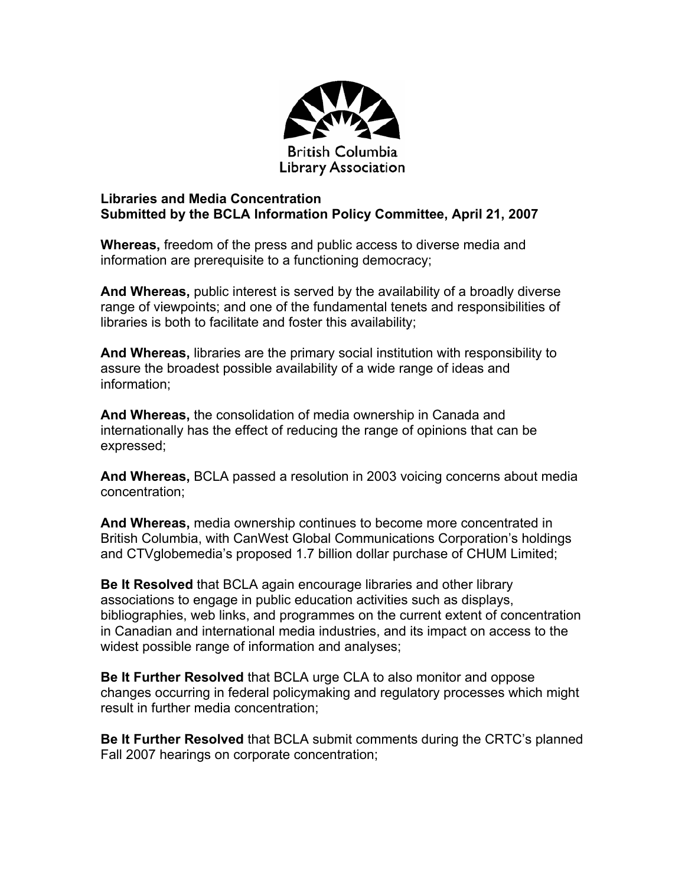British Columbia Library Association

**Libraries and Media Concentration**
**Submitted by the BCLA Information Policy Committee, April 21, 2007**

**Whereas,** freedom of the press and public access to diverse media and information are prerequisite to a functioning democracy;

**And Whereas,** public interest is served by the availability of a broadly diverse range of viewpoints; and one of the fundamental tenets and responsibilities of libraries is both to facilitate and foster this availability;

**And Whereas,** libraries are the primary social institution with responsibility to assure the broadest possible availability of a wide range of ideas and information;

**And Whereas,** the consolidation of media ownership in Canada and internationally has the effect of reducing the range of opinions that can be expressed;

**And Whereas,** BCLA passed a resolution in 2003 voicing concerns about media concentration;

**And Whereas,** media ownership continues to become more concentrated in British Columbia, with CanWest Global Communications Corporation's holdings and CTVglobemedia's proposed 1.7 billion dollar purchase of CHUM Limited;

**Be It Resolved** that BCLA again encourage libraries and other library associations to engage in public education activities such as displays, bibliographies, web links, and programmes on the current extent of concentration in Canadian and international media industries, and its impact on access to the widest possible range of information and analyses;

**Be It Further Resolved** that BCLA urge CLA to also monitor and oppose changes occurring in federal policymaking and regulatory processes which might result in further media concentration;

**Be It Further Resolved** that BCLA submit comments during the CRTC's planned Fall 2007 hearings on corporate concentration;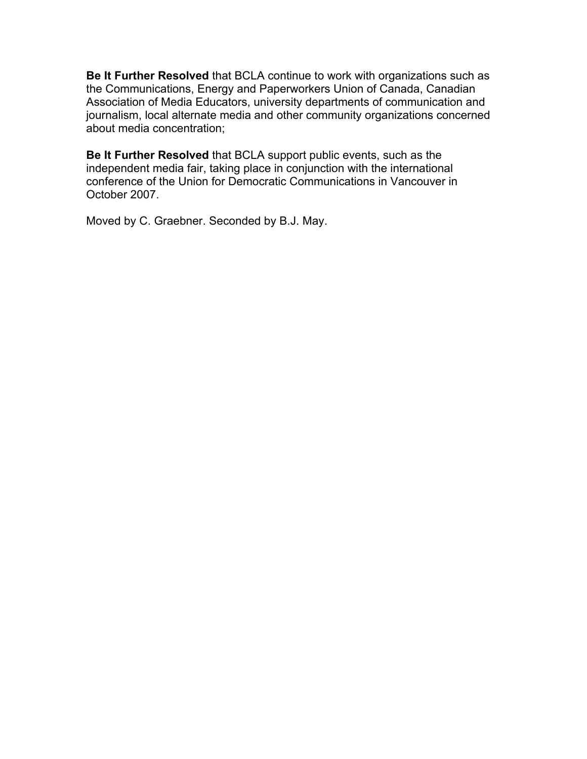**Be It Further Resolved** that BCLA continue to work with organizations such as the Communications, Energy and Paperworkers Union of Canada, Canadian Association of Media Educators, university departments of communication and journalism, local alternate media and other community organizations concerned about media concentration;

**Be It Further Resolved** that BCLA support public events, such as the independent media fair, taking place in conjunction with the international conference of the Union for Democratic Communications in Vancouver in October 2007.

Moved by C. Graebner. Seconded by B.J. May.